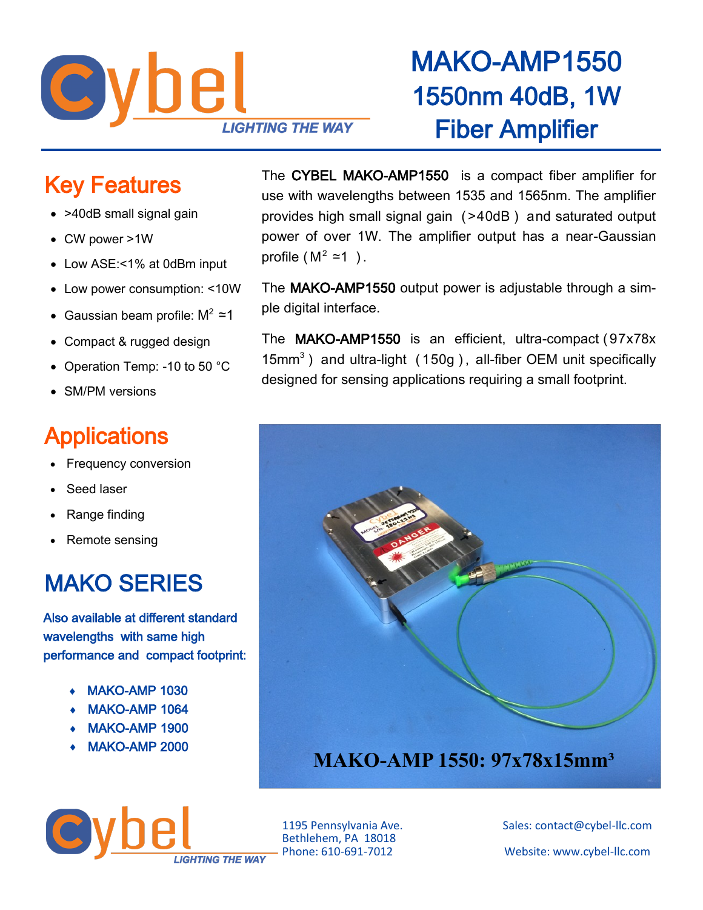# MAKO-AMP1550
# 1550nm 40dB, 1W Fiber Amplifier

The **CYBEL MAKO-AMP1550** is a compact fiber amplifier for use with wavelengths between 1535 and 1565nm. The amplifier provides high small signal gain (>40dB) and saturated output power of over 1W. The amplifier output has a near-Gaussian profile ($M^2$ ≈1).

The **MAKO-AMP1550** output power is adjustable through a simple digital interface.

The **MAKO-AMP1550** is an efficient, ultra-compact (97x78x 15mm³) and ultra-light (150g), all-fiber OEM unit specifically designed for sensing applications requiring a small footprint.

## Key Features

- >40dB small signal gain
- CW power >1W
- Low ASE:<1% at 0dBm input
- Low power consumption: <10W
- Gaussian beam profile: $M^2$ ≈1
- Compact & rugged design
- Operation Temp: -10 to 50 °C
- SM/PM versions

## Applications

- Frequency conversion
- Seed laser
- Range finding
- Remote sensing

## MAKO SERIES

Also available at different standard wavelengths with same high performance and compact footprint:

- MAKO-AMP 1030
- MAKO-AMP 1064
- MAKO-AMP 1900
- MAKO-AMP 2000

**MAKO-AMP 1550: 97x78x15mm³**

1195 Pennsylvania Ave.
Bethlehem, PA 18018
Phone: 610-691-7012

Sales: contact@cybel-llc.com

Website: www.cybel-llc.com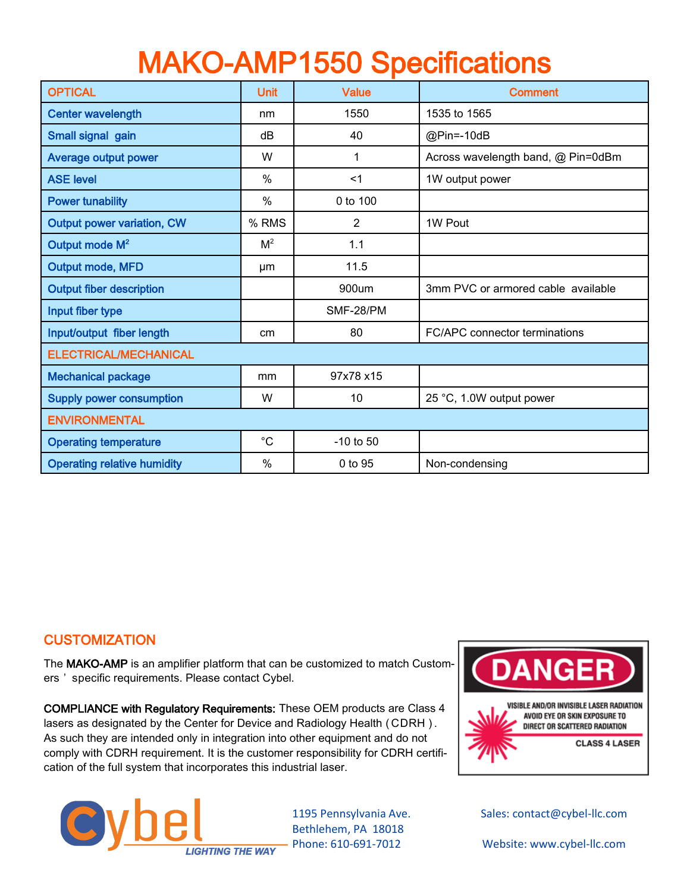# MAKO-AMP1550 Specifications

| OPTICAL | Unit | Value | Comment |
|---|---|---|---|
| Center wavelength | nm | 1550 | 1535 to 1565 |
| Small signal gain | dB | 40 | @Pin=-10dB |
| Average output power | W | 1 | Across wavelength band, @ Pin=0dBm |
| ASE level | % | <1 | 1W output power |
| Power tunability | % | 0 to 100 | |
| Output power variation, CW | % RMS | 2 | 1W Pout |
| Output mode $M^2$ | $M^2$ | 1.1 | |
| Output mode, MFD | µm | 11.5 | |
| Output fiber description | | 900um | 3mm PVC or armored cable available |
| Input fiber type | | SMF-28/PM | |
| Input/output fiber length | cm | 80 | FC/APC connector terminations |
| ELECTRICAL/MECHANICAL | | | |
| Mechanical package | mm | 97x78 x15 | |
| Supply power consumption | W | 10 | 25 °C, 1.0W output power |
| ENVIRONMENTAL | | | |
| Operating temperature | °C | -10 to 50 | |
| Operating relative humidity | % | 0 to 95 | Non-condensing |

## CUSTOMIZATION

The **MAKO-AMP** is an amplifier platform that can be customized to match Customers' specific requirements. Please contact Cybel.

**COMPLIANCE with Regulatory Requirements:** These OEM products are Class 4 lasers as designated by the Center for Device and Radiology Health (CDRH). As such they are intended only in integration into other equipment and do not comply with CDRH requirement. It is the customer responsibility for CDRH certification of the full system that incorporates this industrial laser.

DANGER

VISIBLE AND/OR INVISIBLE LASER RADIATION
AVOID EYE OR SKIN EXPOSURE TO
DIRECT OR SCATTERED RADIATION

CLASS 4 LASER

Cybel
LIGHTING THE WAY

1195 Pennsylvania Ave.
Bethlehem, PA 18018
Phone: 610-691-7012

Sales: contact@cybel-llc.com

Website: www.cybel-llc.com